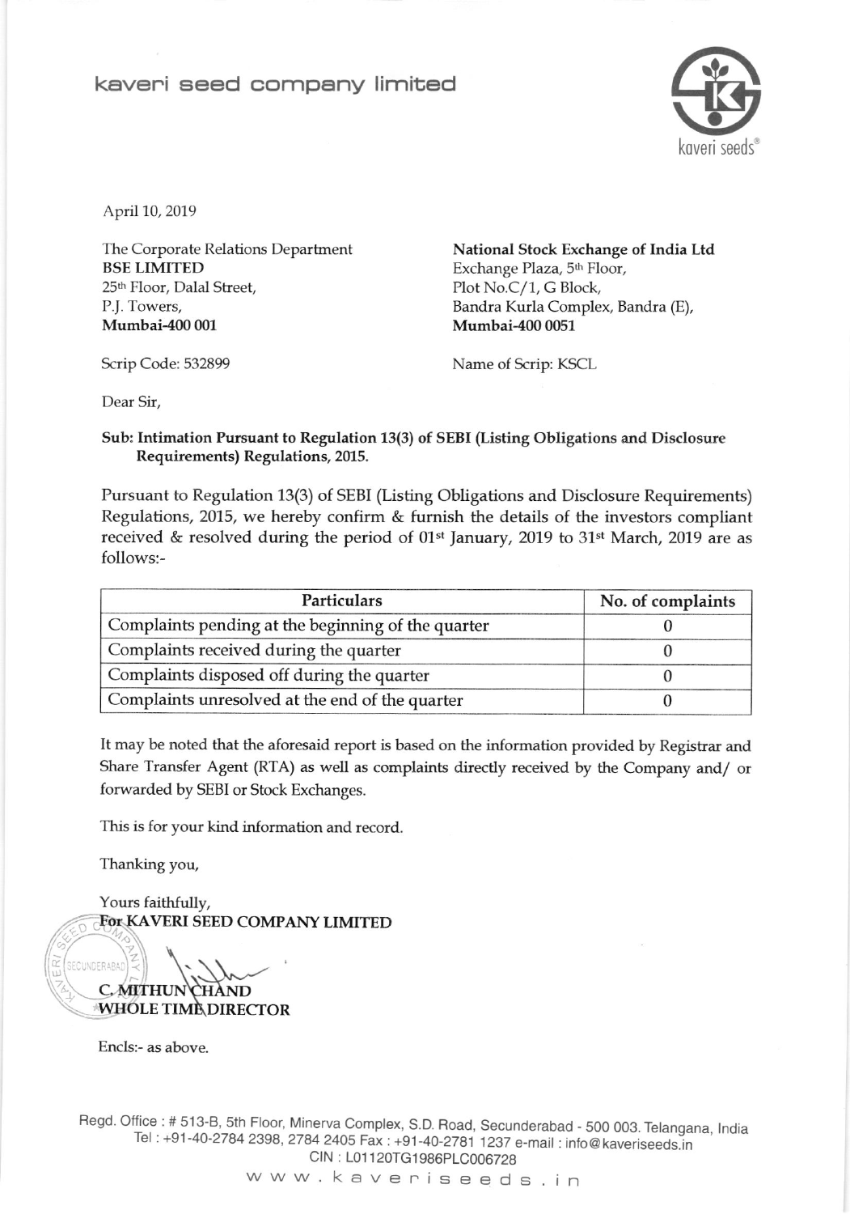# kaveri seed company limited

kaveri seeds®

April 10, 2019

The Corporate Relations Department
**BSE LIMITED**
25th Floor, Dalal Street,
P.J. Towers,
**Mumbai-400 001**

**National Stock Exchange of India Ltd**
Exchange Plaza, 5th Floor,
Plot No.C/1, G Block,
Bandra Kurla Complex, Bandra (E),
**Mumbai-400 0051**

Scrip Code: 532899

Name of Scrip: KSCL

Dear Sir,

**Sub: Intimation Pursuant to Regulation 13(3) of SEBI (Listing Obligations and Disclosure Requirements) Regulations, 2015.**

Pursuant to Regulation 13(3) of SEBI (Listing Obligations and Disclosure Requirements) Regulations, 2015, we hereby confirm & furnish the details of the investors compliant received & resolved during the period of 01st January, 2019 to 31st March, 2019 are as follows:-

| Particulars | No. of complaints |
|---|---|
| Complaints pending at the beginning of the quarter | 0 |
| Complaints received during the quarter | 0 |
| Complaints disposed off during the quarter | 0 |
| Complaints unresolved at the end of the quarter | 0 |

It may be noted that the aforesaid report is based on the information provided by Registrar and Share Transfer Agent (RTA) as well as complaints directly received by the Company and/ or forwarded by SEBI or Stock Exchanges.

This is for your kind information and record.

Thanking you,

Yours faithfully,
**For KAVERI SEED COMPANY LIMITED**

**C. MITHUN CHAND**
**WHOLE TIME DIRECTOR**

Encls:- as above.

Regd. Office : # 513-B, 5th Floor, Minerva Complex, S.D. Road, Secunderabad - 500 003. Telangana, India
Tel : +91-40-2784 2398, 2784 2405 Fax : +91-40-2781 1237 e-mail : info@kaveriseeds.in
CIN : L01120TG1986PLC006728
www.kaveriseeds.in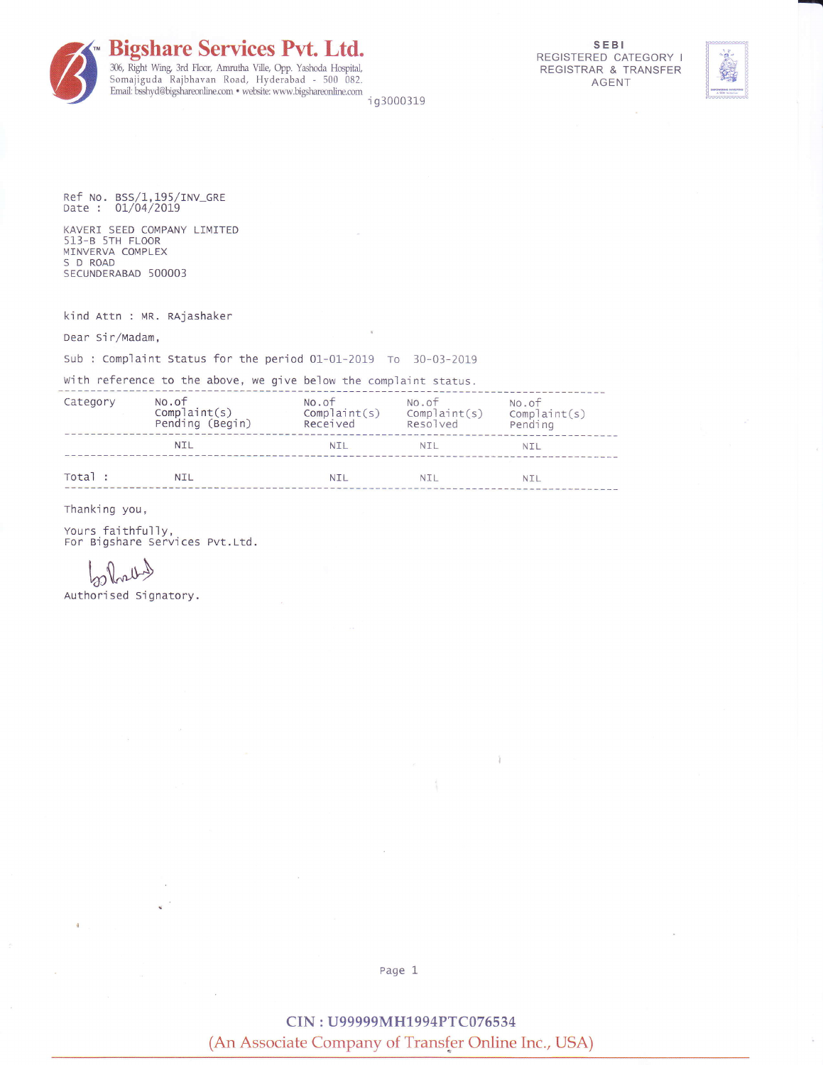# Bigshare Services Pvt. Ltd.

306, Right Wing, 3rd Floor, Amrutha Ville, Opp. Yashoda Hospital, Somajiguda Rajbhavan Road, Hyderabad - 500 082.
Email: bsshyd@bigshareonline.com • website: www.bigshareonline.com

ig3000319

SEBI
REGISTERED CATEGORY I
REGISTRAR & TRANSFER
AGENT

Ref No. BSS/1,195/INV_GRE
Date : 01/04/2019

KAVERI SEED COMPANY LIMITED
513-B 5TH FLOOR
MINVERVA COMPLEX
S D ROAD
SECUNDERABAD 500003

kind Attn : MR. RAjashaker

Dear Sir/Madam,

Sub : Complaint Status for the period 01-01-2019 To 30-03-2019

With reference to the above, we give below the complaint status.

| Category | No.of Complaint(s) Pending (Begin) | No.of Complaint(s) Received | No.of Complaint(s) Resolved | No.of Complaint(s) Pending |
|---|---|---|---|---|
| | NIL | NIL | NIL | NIL |
| Total : | NIL | NIL | NIL | NIL |

Thanking you,

Yours faithfully,
For Bigshare Services Pvt.Ltd.

Authorised Signatory.

CIN : U99999MH1994PTC076534
(An Associate Company of Transfer Online Inc., USA)